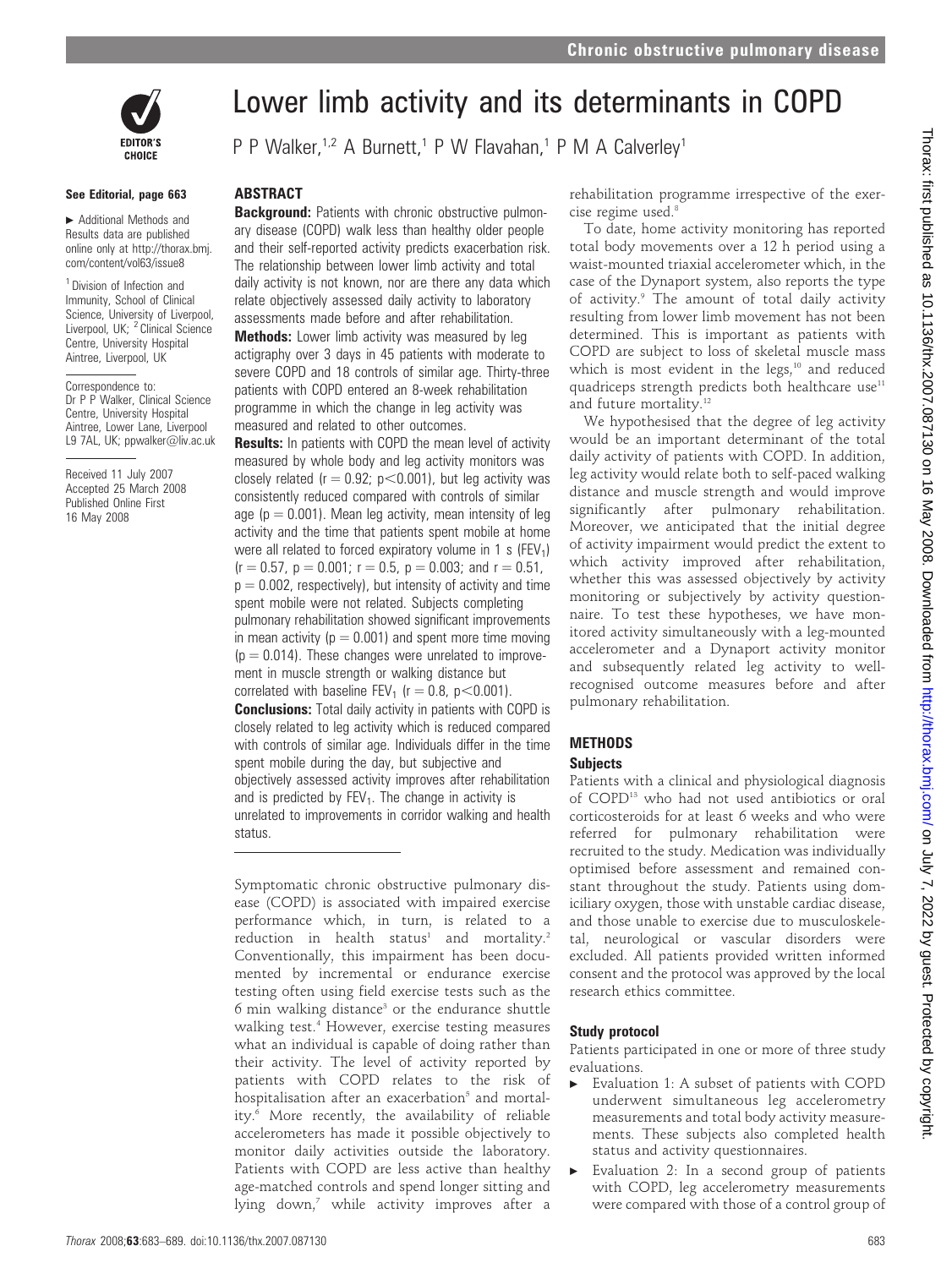# Lower limb activity and its determinants in COPD

P P Walker,[1,2] A Burnett,[1] P W Flavahan,[1] P M A Calverley[1]

See Editorial, page 663

▸ Additional Methods and Results data are published online only at http://thorax.bmj.com/content/vol63/issue8

[1] Division of Infection and Immunity, School of Clinical Science, University of Liverpool, Liverpool, UK; [2] Clinical Science Centre, University Hospital Aintree, Liverpool, UK

Correspondence to: Dr P P Walker, Clinical Science Centre, University Hospital Aintree, Lower Lane, Liverpool L9 7AL, UK; ppwalker@liv.ac.uk

Received 11 July 2007
Accepted 25 March 2008
Published Online First 16 May 2008

## ABSTRACT

**Background:** Patients with chronic obstructive pulmonary disease (COPD) walk less than healthy older people and their self-reported activity predicts exacerbation risk. The relationship between lower limb activity and total daily activity is not known, nor are there any data which relate objectively assessed daily activity to laboratory assessments made before and after rehabilitation.

**Methods:** Lower limb activity was measured by leg actigraphy over 3 days in 45 patients with moderate to severe COPD and 18 controls of similar age. Thirty-three patients with COPD entered an 8-week rehabilitation programme in which the change in leg activity was measured and related to other outcomes.

**Results:** In patients with COPD the mean level of activity measured by whole body and leg activity monitors was closely related ($r = 0.92$; $p<0.001$), but leg activity was consistently reduced compared with controls of similar age ($p = 0.001$). Mean leg activity, mean intensity of leg activity and the time that patients spent mobile at home were all related to forced expiratory volume in 1 s ($FEV_1$) ($r = 0.57$, $p = 0.001$; $r = 0.5$, $p = 0.003$; and $r = 0.51$, $p = 0.002$, respectively), but intensity of activity and time spent mobile were not related. Subjects completing pulmonary rehabilitation showed significant improvements in mean activity ($p = 0.001$) and spent more time moving ($p = 0.014$). These changes were unrelated to improvement in muscle strength or walking distance but correlated with baseline $FEV_1$ ($r = 0.8$, $p<0.001$).

**Conclusions:** Total daily activity in patients with COPD is closely related to leg activity which is reduced compared with controls of similar age. Individuals differ in the time spent mobile during the day, but subjective and objectively assessed activity improves after rehabilitation and is predicted by $FEV_1$. The change in activity is unrelated to improvements in corridor walking and health status.

Symptomatic chronic obstructive pulmonary disease (COPD) is associated with impaired exercise performance which, in turn, is related to a reduction in health status[1] and mortality.[2] Conventionally, this impairment has been documented by incremental or endurance exercise testing often using field exercise tests such as the 6 min walking distance[3] or the endurance shuttle walking test.[4] However, exercise testing measures what an individual is capable of doing rather than their activity. The level of activity reported by patients with COPD relates to the risk of hospitalisation after an exacerbation[5] and mortality.[6] More recently, the availability of reliable accelerometers has made it possible objectively to monitor daily activities outside the laboratory. Patients with COPD are less active than healthy age-matched controls and spend longer sitting and lying down,[7] while activity improves after a rehabilitation programme irrespective of the exercise regime used.[8]

To date, home activity monitoring has reported total body movements over a 12 h period using a waist-mounted triaxial accelerometer which, in the case of the Dynaport system, also reports the type of activity.[9] The amount of total daily activity resulting from lower limb movement has not been determined. This is important as patients with COPD are subject to loss of skeletal muscle mass which is most evident in the legs,[10] and reduced quadriceps strength predicts both healthcare use[11] and future mortality.[12]

We hypothesised that the degree of leg activity would be an important determinant of the total daily activity of patients with COPD. In addition, leg activity would relate both to self-paced walking distance and muscle strength and would improve significantly after pulmonary rehabilitation. Moreover, we anticipated that the initial degree of activity impairment would predict the extent to which activity improved after rehabilitation, whether this was assessed objectively by activity monitoring or subjectively by activity questionnaire. To test these hypotheses, we have monitored activity simultaneously with a leg-mounted accelerometer and a Dynaport activity monitor and subsequently related leg activity to well-recognised outcome measures before and after pulmonary rehabilitation.

## METHODS

### Subjects

Patients with a clinical and physiological diagnosis of COPD[13] who had not used antibiotics or oral corticosteroids for at least 6 weeks and who were referred for pulmonary rehabilitation were recruited to the study. Medication was individually optimised before assessment and remained constant throughout the study. Patients using domiciliary oxygen, those with unstable cardiac disease, and those unable to exercise due to musculoskeletal, neurological or vascular disorders were excluded. All patients provided written informed consent and the protocol was approved by the local research ethics committee.

### Study protocol

Patients participated in one or more of three study evaluations.

- Evaluation 1: A subset of patients with COPD underwent simultaneous leg accelerometry measurements and total body activity measurements. These subjects also completed health status and activity questionnaires.
- Evaluation 2: In a second group of patients with COPD, leg accelerometry measurements were compared with those of a control group of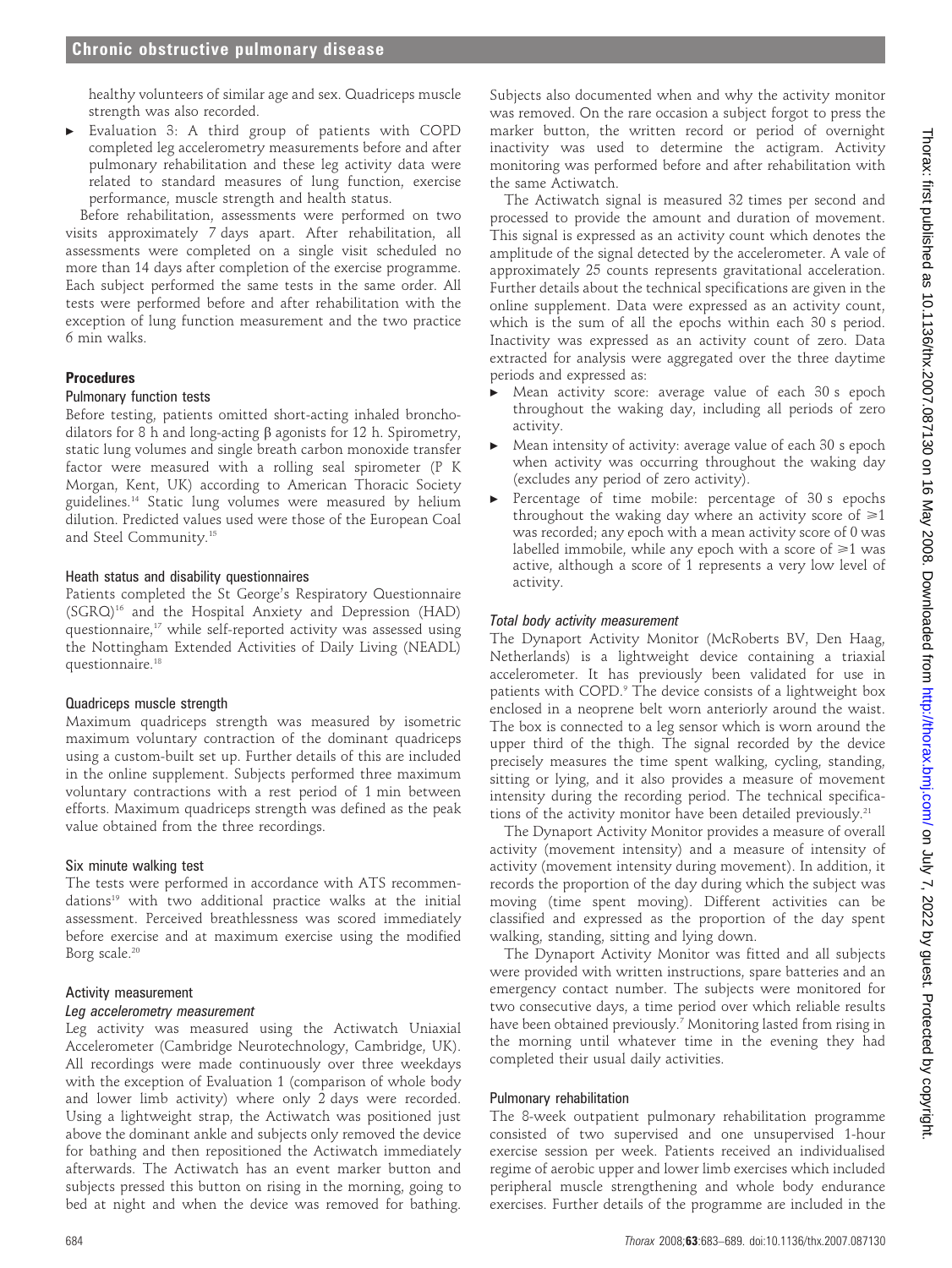healthy volunteers of similar age and sex. Quadriceps muscle strength was also recorded.

- Evaluation 3: A third group of patients with COPD completed leg accelerometry measurements before and after pulmonary rehabilitation and these leg activity data were related to standard measures of lung function, exercise performance, muscle strength and health status.

Before rehabilitation, assessments were performed on two visits approximately 7 days apart. After rehabilitation, all assessments were completed on a single visit scheduled no more than 14 days after completion of the exercise programme. Each subject performed the same tests in the same order. All tests were performed before and after rehabilitation with the exception of lung function measurement and the two practice 6 min walks.

## Procedures

### Pulmonary function tests

Before testing, patients omitted short-acting inhaled bronchodilators for 8 h and long-acting β agonists for 12 h. Spirometry, static lung volumes and single breath carbon monoxide transfer factor were measured with a rolling seal spirometer (P K Morgan, Kent, UK) according to American Thoracic Society guidelines.[14] Static lung volumes were measured by helium dilution. Predicted values used were those of the European Coal and Steel Community.[15]

### Heath status and disability questionnaires

Patients completed the St George's Respiratory Questionnaire (SGRQ)[16] and the Hospital Anxiety and Depression (HAD) questionnaire,[17] while self-reported activity was assessed using the Nottingham Extended Activities of Daily Living (NEADL) questionnaire.[18]

### Quadriceps muscle strength

Maximum quadriceps strength was measured by isometric maximum voluntary contraction of the dominant quadriceps using a custom-built set up. Further details of this are included in the online supplement. Subjects performed three maximum voluntary contractions with a rest period of 1 min between efforts. Maximum quadriceps strength was defined as the peak value obtained from the three recordings.

### Six minute walking test

The tests were performed in accordance with ATS recommendations[19] with two additional practice walks at the initial assessment. Perceived breathlessness was scored immediately before exercise and at maximum exercise using the modified Borg scale.[20]

### Activity measurement

#### *Leg accelerometry measurement*

Leg activity was measured using the Actiwatch Uniaxial Accelerometer (Cambridge Neurotechnology, Cambridge, UK). All recordings were made continuously over three weekdays with the exception of Evaluation 1 (comparison of whole body and lower limb activity) where only 2 days were recorded. Using a lightweight strap, the Actiwatch was positioned just above the dominant ankle and subjects only removed the device for bathing and then repositioned the Actiwatch immediately afterwards. The Actiwatch has an event marker button and subjects pressed this button on rising in the morning, going to bed at night and when the device was removed for bathing. Subjects also documented when and why the activity monitor was removed. On the rare occasion a subject forgot to press the marker button, the written record or period of overnight inactivity was used to determine the actigram. Activity monitoring was performed before and after rehabilitation with the same Actiwatch.

The Actiwatch signal is measured 32 times per second and processed to provide the amount and duration of movement. This signal is expressed as an activity count which denotes the amplitude of the signal detected by the accelerometer. A vale of approximately 25 counts represents gravitational acceleration. Further details about the technical specifications are given in the online supplement. Data were expressed as an activity count, which is the sum of all the epochs within each 30 s period. Inactivity was expressed as an activity count of zero. Data extracted for analysis were aggregated over the three daytime periods and expressed as:

- Mean activity score: average value of each 30 s epoch throughout the waking day, including all periods of zero activity.
- Mean intensity of activity: average value of each 30 s epoch when activity was occurring throughout the waking day (excludes any period of zero activity).
- Percentage of time mobile: percentage of 30 s epochs throughout the waking day where an activity score of $\geq$1 was recorded; any epoch with a mean activity score of 0 was labelled immobile, while any epoch with a score of $\geq$1 was active, although a score of 1 represents a very low level of activity.

#### *Total body activity measurement*

The Dynaport Activity Monitor (McRoberts BV, Den Haag, Netherlands) is a lightweight device containing a triaxial accelerometer. It has previously been validated for use in patients with COPD.[9] The device consists of a lightweight box enclosed in a neoprene belt worn anteriorly around the waist. The box is connected to a leg sensor which is worn around the upper third of the thigh. The signal recorded by the device precisely measures the time spent walking, cycling, standing, sitting or lying, and it also provides a measure of movement intensity during the recording period. The technical specifications of the activity monitor have been detailed previously.[21]

The Dynaport Activity Monitor provides a measure of overall activity (movement intensity) and a measure of intensity of activity (movement intensity during movement). In addition, it records the proportion of the day during which the subject was moving (time spent moving). Different activities can be classified and expressed as the proportion of the day spent walking, standing, sitting and lying down.

The Dynaport Activity Monitor was fitted and all subjects were provided with written instructions, spare batteries and an emergency contact number. The subjects were monitored for two consecutive days, a time period over which reliable results have been obtained previously.[7] Monitoring lasted from rising in the morning until whatever time in the evening they had completed their usual daily activities.

### Pulmonary rehabilitation

The 8-week outpatient pulmonary rehabilitation programme consisted of two supervised and one unsupervised 1-hour exercise session per week. Patients received an individualised regime of aerobic upper and lower limb exercises which included peripheral muscle strengthening and whole body endurance exercises. Further details of the programme are included in the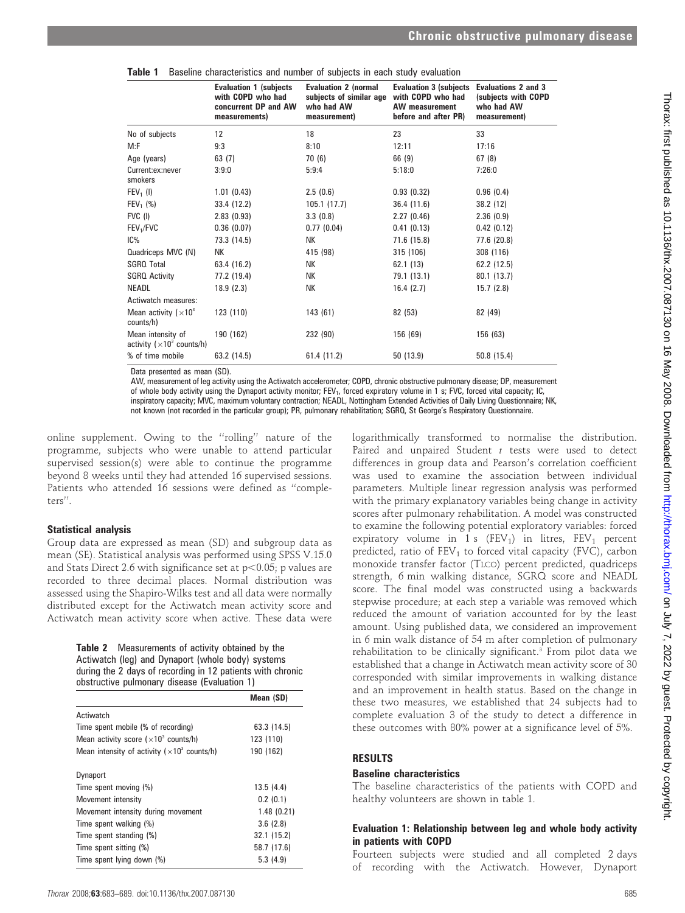**Table 1** Baseline characteristics and number of subjects in each study evaluation

| | Evaluation 1 (subjects with COPD who had concurrent DP and AW measurements) | Evaluation 2 (normal subjects of similar age who had AW measurement) | Evaluation 3 (subjects with COPD who had AW measurement before and after PR) | Evaluations 2 and 3 (subjects with COPD who had AW measurement) |
|---|---|---|---|---|
| No of subjects | 12 | 18 | 23 | 33 |
| M:F | 9:3 | 8:10 | 12:11 | 17:16 |
| Age (years) | 63 (7) | 70 (6) | 66 (9) | 67 (8) |
| Current:ex:never smokers | 3:9:0 | 5:9:4 | 5:18:0 | 7:26:0 |
| $FEV_1$ (l) | 1.01 (0.43) | 2.5 (0.6) | 0.93 (0.32) | 0.96 (0.4) |
| $FEV_1$ (%) | 33.4 (12.2) | 105.1 (17.7) | 36.4 (11.6) | 38.2 (12) |
| FVC (l) | 2.83 (0.93) | 3.3 (0.8) | 2.27 (0.46) | 2.36 (0.9) |
| $FEV_1$/FVC | 0.36 (0.07) | 0.77 (0.04) | 0.41 (0.13) | 0.42 (0.12) |
| IC% | 73.3 (14.5) | NK | 71.6 (15.8) | 77.6 (20.8) |
| Quadriceps MVC (N) | NK | 415 (98) | 315 (106) | 308 (116) |
| SGRQ Total | 63.4 (16.2) | NK | 62.1 (13) | 62.2 (12.5) |
| SGRQ Activity | 77.2 (19.4) | NK | 79.1 (13.1) | 80.1 (13.7) |
| NEADL | 18.9 (2.3) | NK | 16.4 (2.7) | 15.7 (2.8) |
| Actiwatch measures: | | | | |
| Mean activity ($\times 10^3$ counts/h) | 123 (110) | 143 (61) | 82 (53) | 82 (49) |
| Mean intensity of activity ($\times 10^3$ counts/h) | 190 (162) | 232 (90) | 156 (69) | 156 (63) |
| % of time mobile | 63.2 (14.5) | 61.4 (11.2) | 50 (13.9) | 50.8 (15.4) |

Data presented as mean (SD).

AW, measurement of leg activity using the Actiwatch accelerometer; COPD, chronic obstructive pulmonary disease; DP, measurement of whole body activity using the Dynaport activity monitor; $FEV_1$, forced expiratory volume in 1 s; FVC, forced vital capacity; IC, inspiratory capacity; MVC, maximum voluntary contraction; NEADL, Nottingham Extended Activities of Daily Living Questionnaire; NK, not known (not recorded in the particular group); PR, pulmonary rehabilitation; SGRQ, St George's Respiratory Questionnaire.

online supplement. Owing to the "rolling" nature of the programme, subjects who were unable to attend particular supervised session(s) were able to continue the programme beyond 8 weeks until they had attended 16 supervised sessions. Patients who attended 16 sessions were defined as "completers".

### Statistical analysis

Group data are expressed as mean (SD) and subgroup data as mean (SE). Statistical analysis was performed using SPSS V.15.0 and Stats Direct 2.6 with significance set at $p<0.05$; p values are recorded to three decimal places. Normal distribution was assessed using the Shapiro-Wilks test and all data were normally distributed except for the Actiwatch mean activity score and Actiwatch mean activity score when active. These data were logarithmically transformed to normalise the distribution. Paired and unpaired Student *t* tests were used to detect differences in group data and Pearson's correlation coefficient was used to examine the association between individual parameters. Multiple linear regression analysis was performed with the primary explanatory variables being change in activity scores after pulmonary rehabilitation. A model was constructed to examine the following potential exploratory variables: forced expiratory volume in 1 s ($FEV_1$) in litres, $FEV_1$ percent predicted, ratio of $FEV_1$ to forced vital capacity (FVC), carbon monoxide transfer factor (TLCO) percent predicted, quadriceps strength, 6 min walking distance, SGRQ score and NEADL score. The final model was constructed using a backwards stepwise procedure; at each step a variable was removed which reduced the amount of variation accounted for by the least amount. Using published data, we considered an improvement in 6 min walk distance of 54 m after completion of pulmonary rehabilitation to be clinically significant.[3] From pilot data we established that a change in Actiwatch mean activity score of 30 corresponded with similar improvements in walking distance and an improvement in health status. Based on the change in these two measures, we established that 24 subjects had to complete evaluation 3 of the study to detect a difference in these outcomes with 80% power at a significance level of 5%.

**Table 2** Measurements of activity obtained by the Actiwatch (leg) and Dynaport (whole body) systems during the 2 days of recording in 12 patients with chronic obstructive pulmonary disease (Evaluation 1)

| | Mean (SD) |
|---|---|
| Actiwatch | |
| Time spent mobile (% of recording) | 63.3 (14.5) |
| Mean activity score ($\times 10^3$ counts/h) | 123 (110) |
| Mean intensity of activity ($\times 10^3$ counts/h) | 190 (162) |
| Dynaport | |
| Time spent moving (%) | 13.5 (4.4) |
| Movement intensity | 0.2 (0.1) |
| Movement intensity during movement | 1.48 (0.21) |
| Time spent walking (%) | 3.6 (2.8) |
| Time spent standing (%) | 32.1 (15.2) |
| Time spent sitting (%) | 58.7 (17.6) |
| Time spent lying down (%) | 5.3 (4.9) |

## RESULTS

### Baseline characteristics

The baseline characteristics of the patients with COPD and healthy volunteers are shown in table 1.

### Evaluation 1: Relationship between leg and whole body activity in patients with COPD

Fourteen subjects were studied and all completed 2 days of recording with the Actiwatch. However, Dynaport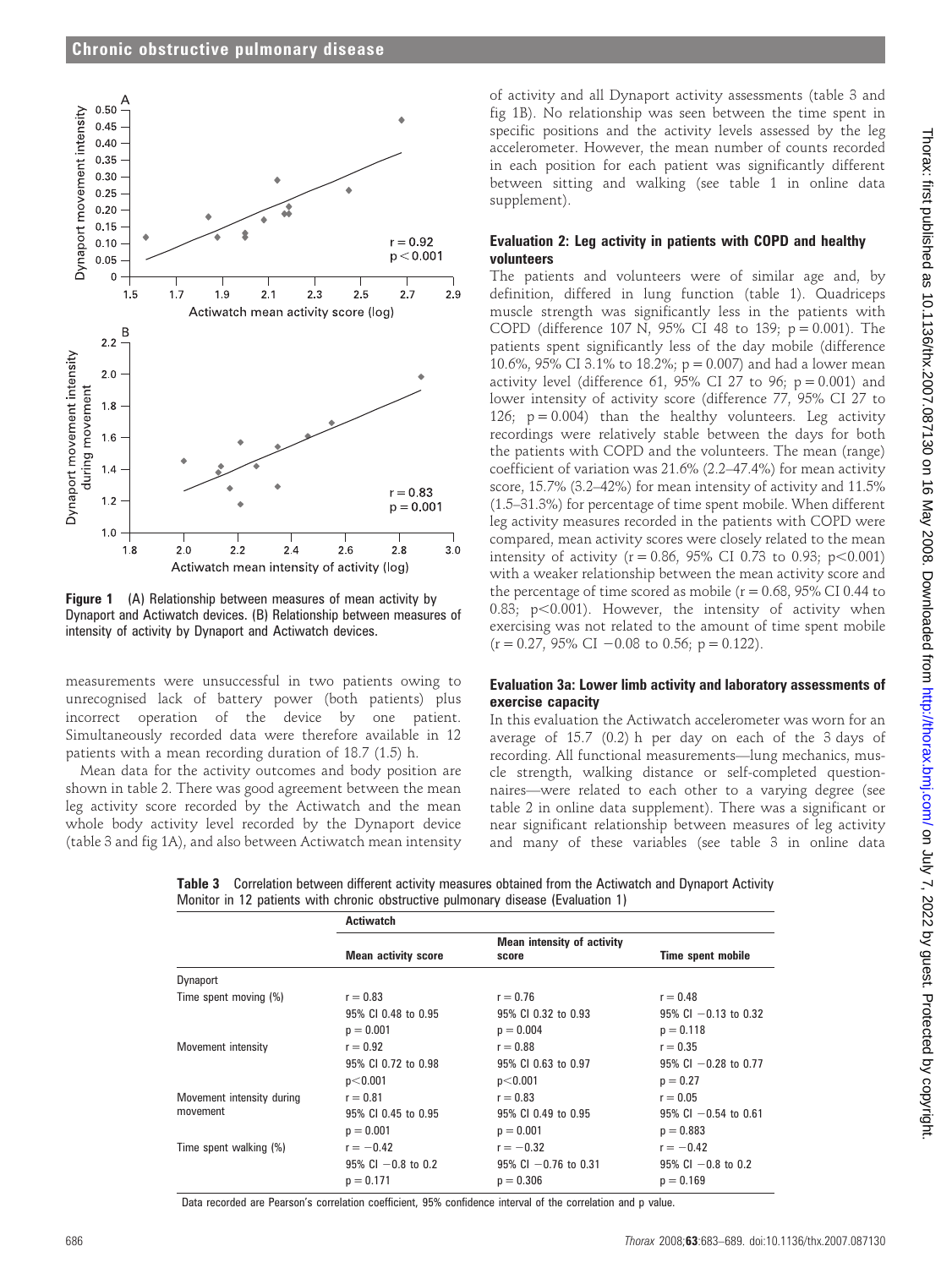**Figure 1** (A) Relationship between measures of mean activity by Dynaport and Actiwatch devices. (B) Relationship between measures of intensity of activity by Dynaport and Actiwatch devices.

measurements were unsuccessful in two patients owing to unrecognised lack of battery power (both patients) plus incorrect operation of the device by one patient. Simultaneously recorded data were therefore available in 12 patients with a mean recording duration of 18.7 (1.5) h.

Mean data for the activity outcomes and body position are shown in table 2. There was good agreement between the mean leg activity score recorded by the Actiwatch and the mean whole body activity level recorded by the Dynaport device (table 3 and fig 1A), and also between Actiwatch mean intensity of activity and all Dynaport activity assessments (table 3 and fig 1B). No relationship was seen between the time spent in specific positions and the activity levels assessed by the leg accelerometer. However, the mean number of counts recorded in each position for each patient was significantly different between sitting and walking (see table 1 in online data supplement).

### Evaluation 2: Leg activity in patients with COPD and healthy volunteers

The patients and volunteers were of similar age and, by definition, differed in lung function (table 1). Quadriceps muscle strength was significantly less in the patients with COPD (difference 107 N, 95% CI 48 to 139; $p = 0.001$). The patients spent significantly less of the day mobile (difference 10.6%, 95% CI 3.1% to 18.2%; $p = 0.007$) and had a lower mean activity level (difference 61, 95% CI 27 to 96; $p = 0.001$) and lower intensity of activity score (difference 77, 95% CI 27 to 126; $p = 0.004$) than the healthy volunteers. Leg activity recordings were relatively stable between the days for both the patients with COPD and the volunteers. The mean (range) coefficient of variation was 21.6% (2.2–47.4%) for mean activity score, 15.7% (3.2–42%) for mean intensity of activity and 11.5% (1.5–31.3%) for percentage of time spent mobile. When different leg activity measures recorded in the patients with COPD were compared, mean activity scores were closely related to the mean intensity of activity ($r = 0.86$, 95% CI 0.73 to 0.93; $p<0.001$) with a weaker relationship between the mean activity score and the percentage of time scored as mobile ($r = 0.68$, 95% CI 0.44 to 0.83; $p<0.001$). However, the intensity of activity when exercising was not related to the amount of time spent mobile ($r = 0.27$, 95% CI −0.08 to 0.56; $p = 0.122$).

### Evaluation 3a: Lower limb activity and laboratory assessments of exercise capacity

In this evaluation the Actiwatch accelerometer was worn for an average of 15.7 (0.2) h per day on each of the 3 days of recording. All functional measurements—lung mechanics, muscle strength, walking distance or self-completed questionnaires—were related to each other to a varying degree (see table 2 in online data supplement). There was a significant or near significant relationship between measures of leg activity and many of these variables (see table 3 in online data

**Table 3** Correlation between different activity measures obtained from the Actiwatch and Dynaport Activity Monitor in 12 patients with chronic obstructive pulmonary disease (Evaluation 1)

| | Actiwatch | | |
|---|---|---|---|
| | Mean activity score | Mean intensity of activity score | Time spent mobile |
| Dynaport | | | |
| Time spent moving (%) | r = 0.83<br>95% CI 0.48 to 0.95<br>p = 0.001 | r = 0.76<br>95% CI 0.32 to 0.93<br>p = 0.004 | r = 0.48<br>95% CI −0.13 to 0.32<br>p = 0.118 |
| Movement intensity | r = 0.92<br>95% CI 0.72 to 0.98<br>p<0.001 | r = 0.88<br>95% CI 0.63 to 0.97<br>p<0.001 | r = 0.35<br>95% CI −0.28 to 0.77<br>p = 0.27 |
| Movement intensity during movement | r = 0.81<br>95% CI 0.45 to 0.95<br>p = 0.001 | r = 0.83<br>95% CI 0.49 to 0.95<br>p = 0.001 | r = 0.05<br>95% CI −0.54 to 0.61<br>p = 0.883 |
| Time spent walking (%) | r = −0.42<br>95% CI −0.8 to 0.2<br>p = 0.171 | r = −0.32<br>95% CI −0.76 to 0.31<br>p = 0.306 | r = −0.42<br>95% CI −0.8 to 0.2<br>p = 0.169 |

Data recorded are Pearson's correlation coefficient, 95% confidence interval of the correlation and p value.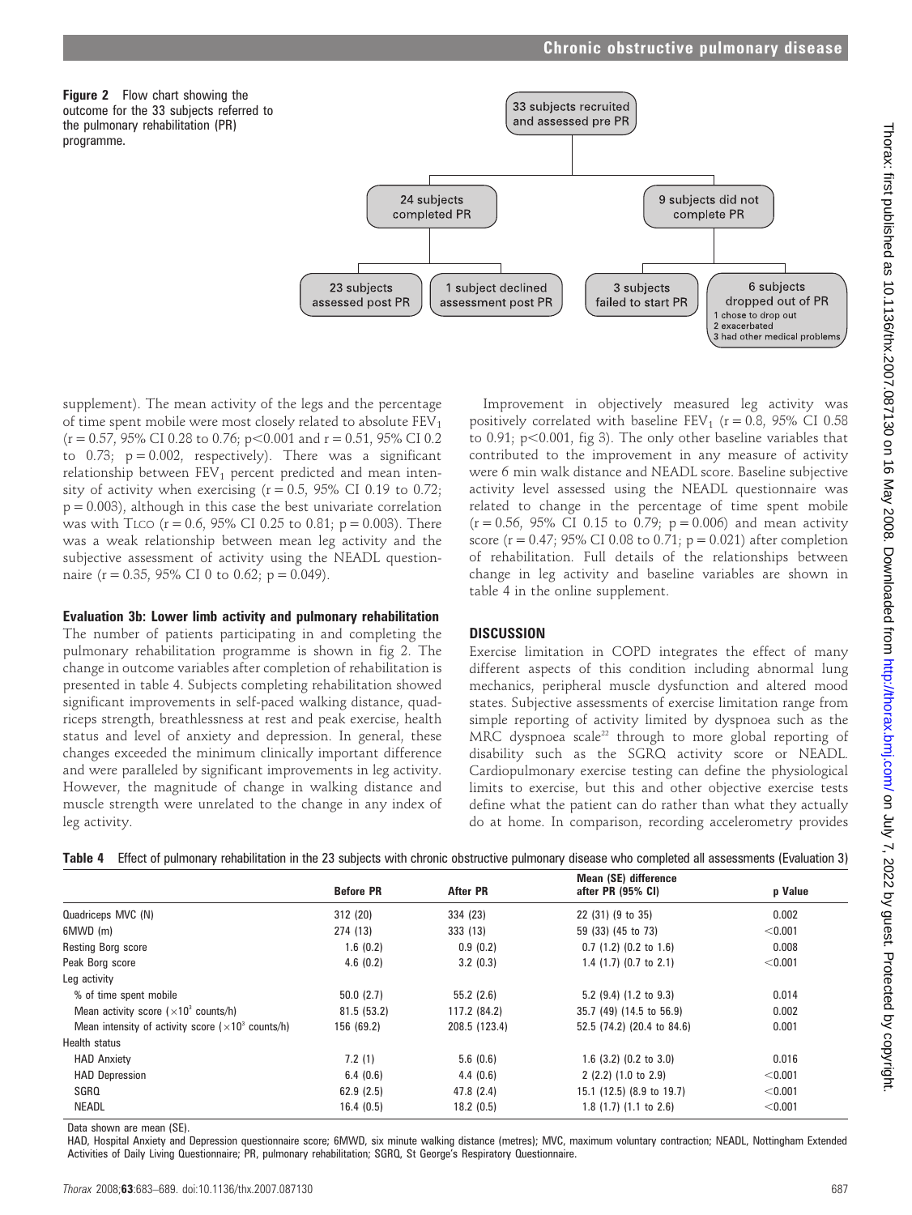**Figure 2** Flow chart showing the outcome for the 33 subjects referred to the pulmonary rehabilitation (PR) programme.

33 subjects recruited and assessed pre PR

24 subjects completed PR

9 subjects did not complete PR

23 subjects assessed post PR

1 subject declined assessment post PR

3 subjects failed to start PR

6 subjects dropped out of PR
1 chose to drop out
2 exacerbated
3 had other medical problems

supplement). The mean activity of the legs and the percentage of time spent mobile were most closely related to absolute $FEV_1$ ($r = 0.57$, 95% CI 0.28 to 0.76; $p<0.001$ and $r = 0.51$, 95% CI 0.2 to 0.73; $p = 0.002$, respectively). There was a significant relationship between $FEV_1$ percent predicted and mean intensity of activity when exercising ($r = 0.5$, 95% CI 0.19 to 0.72; $p = 0.003$), although in this case the best univariate correlation was with TLCO ($r = 0.6$, 95% CI 0.25 to 0.81; $p = 0.003$). There was a weak relationship between mean leg activity and the subjective assessment of activity using the NEADL questionnaire ($r = 0.35$, 95% CI 0 to 0.62; $p = 0.049$).

### Evaluation 3b: Lower limb activity and pulmonary rehabilitation

The number of patients participating in and completing the pulmonary rehabilitation programme is shown in fig 2. The change in outcome variables after completion of rehabilitation is presented in table 4. Subjects completing rehabilitation showed significant improvements in self-paced walking distance, quadriceps strength, breathlessness at rest and peak exercise, health status and level of anxiety and depression. In general, these changes exceeded the minimum clinically important difference and were paralleled by significant improvements in leg activity. However, the magnitude of change in walking distance and muscle strength were unrelated to the change in any index of leg activity.

Improvement in objectively measured leg activity was positively correlated with baseline $FEV_1$ ($r = 0.8$, 95% CI 0.58 to 0.91; $p<0.001$, fig 3). The only other baseline variables that contributed to the improvement in any measure of activity were 6 min walk distance and NEADL score. Baseline subjective activity level assessed using the NEADL questionnaire was related to change in the percentage of time spent mobile ($r = 0.56$, 95% CI 0.15 to 0.79; $p = 0.006$) and mean activity score ($r = 0.47$; 95% CI 0.08 to 0.71; $p = 0.021$) after completion of rehabilitation. Full details of the relationships between change in leg activity and baseline variables are shown in table 4 in the online supplement.

## DISCUSSION

Exercise limitation in COPD integrates the effect of many different aspects of this condition including abnormal lung mechanics, peripheral muscle dysfunction and altered mood states. Subjective assessments of exercise limitation range from simple reporting of activity limited by dyspnoea such as the MRC dyspnoea scale[22] through to more global reporting of disability such as the SGRQ activity score or NEADL. Cardiopulmonary exercise testing can define the physiological limits to exercise, but this and other objective exercise tests define what the patient can do rather than what they actually do at home. In comparison, recording accelerometry provides

**Table 4** Effect of pulmonary rehabilitation in the 23 subjects with chronic obstructive pulmonary disease who completed all assessments (Evaluation 3)

| | Before PR | After PR | Mean (SE) difference after PR (95% CI) | p Value |
|---|---|---|---|---|
| Quadriceps MVC (N) | 312 (20) | 334 (23) | 22 (31) (9 to 35) | 0.002 |
| 6MWD (m) | 274 (13) | 333 (13) | 59 (33) (45 to 73) | <0.001 |
| Resting Borg score | 1.6 (0.2) | 0.9 (0.2) | 0.7 (1.2) (0.2 to 1.6) | 0.008 |
| Peak Borg score | 4.6 (0.2) | 3.2 (0.3) | 1.4 (1.7) (0.7 to 2.1) | <0.001 |
| Leg activity | | | | |
| % of time spent mobile | 50.0 (2.7) | 55.2 (2.6) | 5.2 (9.4) (1.2 to 9.3) | 0.014 |
| Mean activity score ($\times10^3$ counts/h) | 81.5 (53.2) | 117.2 (84.2) | 35.7 (49) (14.5 to 56.9) | 0.002 |
| Mean intensity of activity score ($\times10^3$ counts/h) | 156 (69.2) | 208.5 (123.4) | 52.5 (74.2) (20.4 to 84.6) | 0.001 |
| Health status | | | | |
| HAD Anxiety | 7.2 (1) | 5.6 (0.6) | 1.6 (3.2) (0.2 to 3.0) | 0.016 |
| HAD Depression | 6.4 (0.6) | 4.4 (0.6) | 2 (2.2) (1.0 to 2.9) | <0.001 |
| SGRQ | 62.9 (2.5) | 47.8 (2.4) | 15.1 (12.5) (8.9 to 19.7) | <0.001 |
| NEADL | 16.4 (0.5) | 18.2 (0.5) | 1.8 (1.7) (1.1 to 2.6) | <0.001 |

Data shown are mean (SE).

HAD, Hospital Anxiety and Depression questionnaire score; 6MWD, six minute walking distance (metres); MVC, maximum voluntary contraction; NEADL, Nottingham Extended Activities of Daily Living Questionnaire; PR, pulmonary rehabilitation; SGRQ, St George's Respiratory Questionnaire.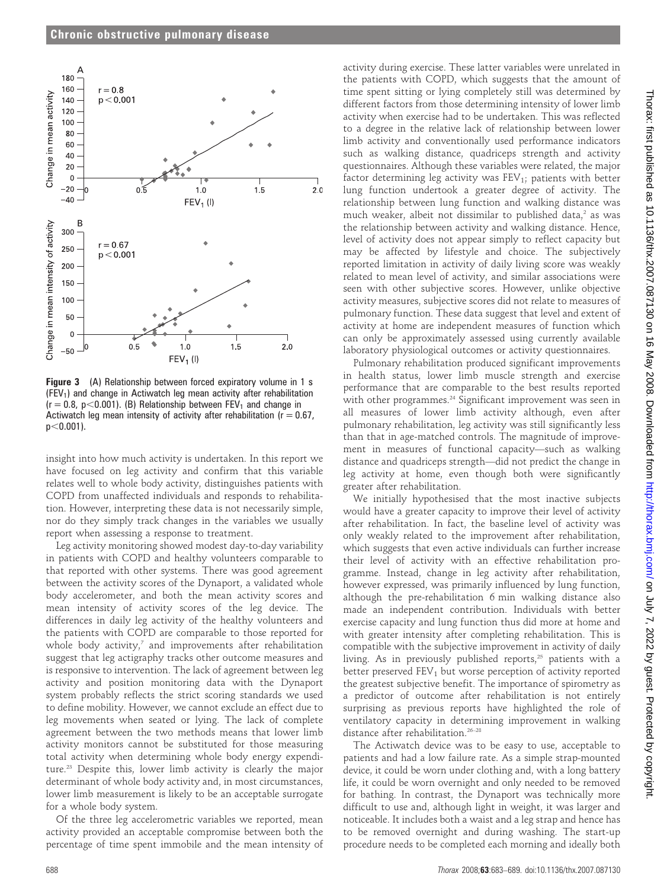**Figure 3** (A) Relationship between forced expiratory volume in 1 s ($FEV_1$) and change in Actiwatch leg mean activity after rehabilitation ($r = 0.8$, $p<0.001$). (B) Relationship between $FEV_1$ and change in Actiwatch leg mean intensity of activity after rehabilitation ($r = 0.67$, $p<0.001$).

insight into how much activity is undertaken. In this report we have focused on leg activity and confirm that this variable relates well to whole body activity, distinguishes patients with COPD from unaffected individuals and responds to rehabilitation. However, interpreting these data is not necessarily simple, nor do they simply track changes in the variables we usually report when assessing a response to treatment.

Leg activity monitoring showed modest day-to-day variability in patients with COPD and healthy volunteers comparable to that reported with other systems. There was good agreement between the activity scores of the Dynaport, a validated whole body accelerometer, and both the mean activity scores and mean intensity of activity scores of the leg device. The differences in daily leg activity of the healthy volunteers and the patients with COPD are comparable to those reported for whole body activity,[7] and improvements after rehabilitation suggest that leg actigraphy tracks other outcome measures and is responsive to intervention. The lack of agreement between leg activity and position monitoring data with the Dynaport system probably reflects the strict scoring standards we used to define mobility. However, we cannot exclude an effect due to leg movements when seated or lying. The lack of complete agreement between the two methods means that lower limb activity monitors cannot be substituted for those measuring total activity when determining whole body energy expenditure.[23] Despite this, lower limb activity is clearly the major determinant of whole body activity and, in most circumstances, lower limb measurement is likely to be an acceptable surrogate for a whole body system.

Of the three leg accelerometric variables we reported, mean activity provided an acceptable compromise between both the percentage of time spent immobile and the mean intensity of activity during exercise. These latter variables were unrelated in the patients with COPD, which suggests that the amount of time spent sitting or lying completely still was determined by different factors from those determining intensity of lower limb activity when exercise had to be undertaken. This was reflected to a degree in the relative lack of relationship between lower limb activity and conventionally used performance indicators such as walking distance, quadriceps strength and activity questionnaires. Although these variables were related, the major factor determining leg activity was $FEV_1$; patients with better lung function undertook a greater degree of activity. The relationship between lung function and walking distance was much weaker, albeit not dissimilar to published data,[2] as was the relationship between activity and walking distance. Hence, level of activity does not appear simply to reflect capacity but may be affected by lifestyle and choice. The subjectively reported limitation in activity of daily living score was weakly related to mean level of activity, and similar associations were seen with other subjective scores. However, unlike objective activity measures, subjective scores did not relate to measures of pulmonary function. These data suggest that level and extent of activity at home are independent measures of function which can only be approximately assessed using currently available laboratory physiological outcomes or activity questionnaires.

Pulmonary rehabilitation produced significant improvements in health status, lower limb muscle strength and exercise performance that are comparable to the best results reported with other programmes.[24] Significant improvement was seen in all measures of lower limb activity although, even after pulmonary rehabilitation, leg activity was still significantly less than that in age-matched controls. The magnitude of improvement in measures of functional capacity—such as walking distance and quadriceps strength—did not predict the change in leg activity at home, even though both were significantly greater after rehabilitation.

We initially hypothesised that the most inactive subjects would have a greater capacity to improve their level of activity after rehabilitation. In fact, the baseline level of activity was only weakly related to the improvement after rehabilitation, which suggests that even active individuals can further increase their level of activity with an effective rehabilitation programme. Instead, change in leg activity after rehabilitation, however expressed, was primarily influenced by lung function, although the pre-rehabilitation 6 min walking distance also made an independent contribution. Individuals with better exercise capacity and lung function thus did more at home and with greater intensity after completing rehabilitation. This is compatible with the subjective improvement in activity of daily living. As in previously published reports,[25] patients with a better preserved $FEV_1$ but worse perception of activity reported the greatest subjective benefit. The importance of spirometry as a predictor of outcome after rehabilitation is not entirely surprising as previous reports have highlighted the role of ventilatory capacity in determining improvement in walking distance after rehabilitation.[26–28]

The Actiwatch device was to be easy to use, acceptable to patients and had a low failure rate. As a simple strap-mounted device, it could be worn under clothing and, with a long battery life, it could be worn overnight and only needed to be removed for bathing. In contrast, the Dynaport was technically more difficult to use and, although light in weight, it was larger and noticeable. It includes both a waist and a leg strap and hence has to be removed overnight and during washing. The start-up procedure needs to be completed each morning and ideally both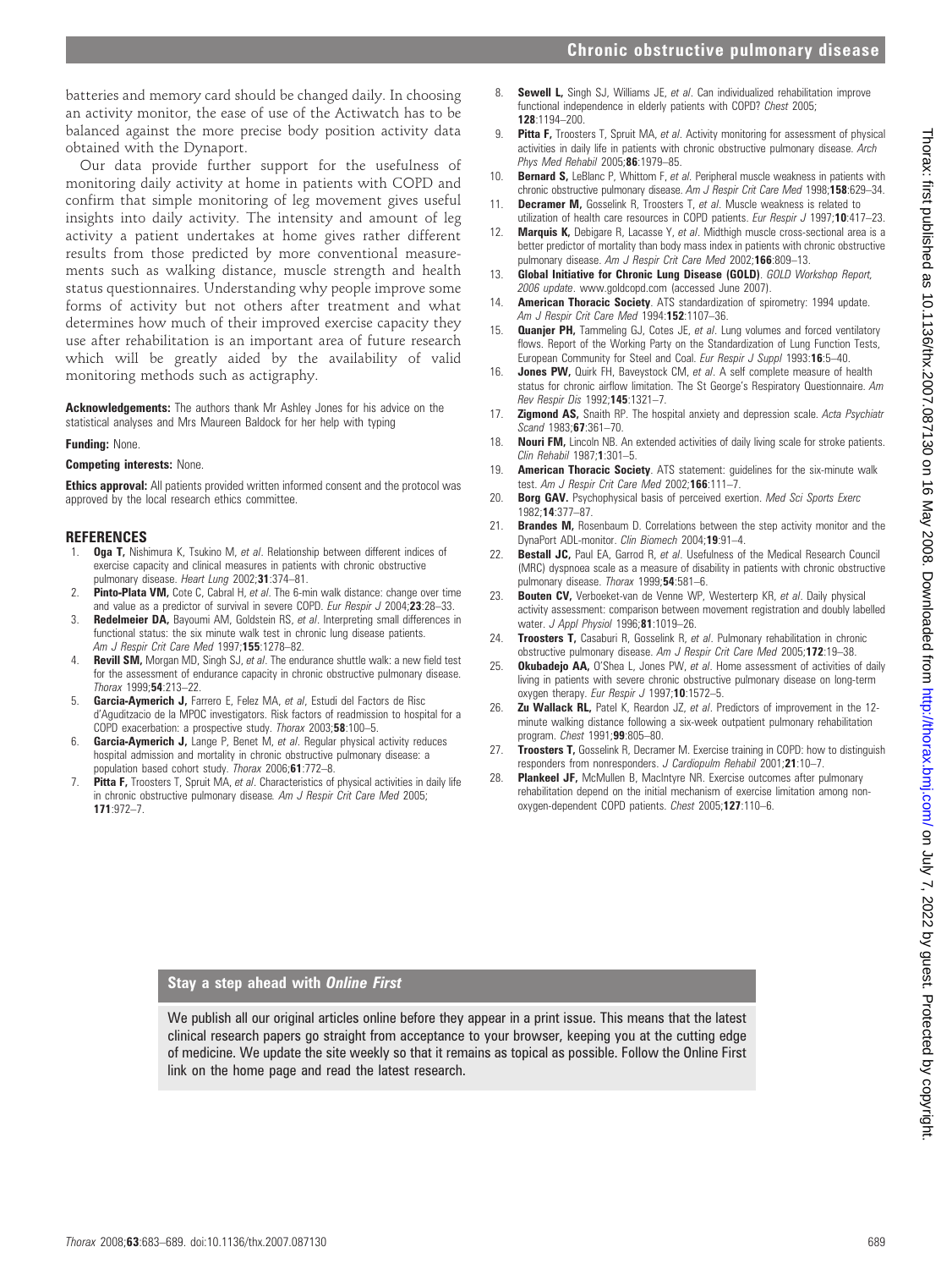batteries and memory card should be changed daily. In choosing an activity monitor, the ease of use of the Actiwatch has to be balanced against the more precise body position activity data obtained with the Dynaport.

Our data provide further support for the usefulness of monitoring daily activity at home in patients with COPD and confirm that simple monitoring of leg movement gives useful insights into daily activity. The intensity and amount of leg activity a patient undertakes at home gives rather different results from those predicted by more conventional measurements such as walking distance, muscle strength and health status questionnaires. Understanding why people improve some forms of activity but not others after treatment and what determines how much of their improved exercise capacity they use after rehabilitation is an important area of future research which will be greatly aided by the availability of valid monitoring methods such as actigraphy.

**Acknowledgements:** The authors thank Mr Ashley Jones for his advice on the statistical analyses and Mrs Maureen Baldock for her help with typing

**Funding:** None.

**Competing interests:** None.

**Ethics approval:** All patients provided written informed consent and the protocol was approved by the local research ethics committee.

## REFERENCES

1. **Oga T,** Nishimura K, Tsukino M, *et al*. Relationship between different indices of exercise capacity and clinical measures in patients with chronic obstructive pulmonary disease. *Heart Lung* 2002;**31**:374–81.
2. **Pinto-Plata VM,** Cote C, Cabral H, *et al*. The 6-min walk distance: change over time and value as a predictor of survival in severe COPD. *Eur Respir J* 2004;**23**:28–33.
3. **Redelmeier DA,** Bayoumi AM, Goldstein RS, *et al*. Interpreting small differences in functional status: the six minute walk test in chronic lung disease patients. *Am J Respir Crit Care Med* 1997;**155**:1278–82.
4. **Revill SM,** Morgan MD, Singh SJ, *et al*. The endurance shuttle walk: a new field test for the assessment of endurance capacity in chronic obstructive pulmonary disease. *Thorax* 1999;**54**:213–22.
5. **Garcia-Aymerich J,** Farrero E, Felez MA, *et al*, Estudi del Factors de Risc d'Aguditzacio de la MPOC investigators. Risk factors of readmission to hospital for a COPD exacerbation: a prospective study. *Thorax* 2003;**58**:100–5.
6. **Garcia-Aymerich J,** Lange P, Benet M, *et al*. Regular physical activity reduces hospital admission and mortality in chronic obstructive pulmonary disease: a population based cohort study. *Thorax* 2006;**61**:772–8.
7. **Pitta F,** Troosters T, Spruit MA, *et al*. Characteristics of physical activities in daily life in chronic obstructive pulmonary disease. *Am J Respir Crit Care Med* 2005; **171**:972–7.
8. **Sewell L,** Singh SJ, Williams JE, *et al*. Can individualized rehabilitation improve functional independence in elderly patients with COPD? *Chest* 2005; **128**:1194–200.
9. **Pitta F,** Troosters T, Spruit MA, *et al*. Activity monitoring for assessment of physical activities in daily life in patients with chronic obstructive pulmonary disease. *Arch Phys Med Rehabil* 2005;**86**:1979–85.
10. **Bernard S,** LeBlanc P, Whittom F, *et al*. Peripheral muscle weakness in patients with chronic obstructive pulmonary disease. *Am J Respir Crit Care Med* 1998;**158**:629–34.
11. **Decramer M,** Gosselink R, Troosters T, *et al*. Muscle weakness is related to utilization of health care resources in COPD patients. *Eur Respir J* 1997;**10**:417–23.
12. **Marquis K,** Debigare R, Lacasse Y, *et al*. Midthigh muscle cross-sectional area is a better predictor of mortality than body mass index in patients with chronic obstructive pulmonary disease. *Am J Respir Crit Care Med* 2002;**166**:809–13.
13. **Global Initiative for Chronic Lung Disease (GOLD)**. *GOLD Workshop Report, 2006 update*. www.goldcopd.com (accessed June 2007).
14. **American Thoracic Society**. ATS standardization of spirometry: 1994 update. *Am J Respir Crit Care Med* 1994:**152**:1107–36.
15. **Quanjer PH,** Tammeling GJ, Cotes JE, *et al*. Lung volumes and forced ventilatory flows. Report of the Working Party on the Standardization of Lung Function Tests, European Community for Steel and Coal. *Eur Respir J Suppl* 1993:**16**:5–40.
16. **Jones PW,** Quirk FH, Baveystock CM, *et al*. A self complete measure of health status for chronic airflow limitation. The St George's Respiratory Questionnaire. *Am Rev Respir Dis* 1992;**145**:1321–7.
17. **Zigmond AS,** Snaith RP. The hospital anxiety and depression scale. *Acta Psychiatr Scand* 1983;**67**:361–70.
18. **Nouri FM,** Lincoln NB. An extended activities of daily living scale for stroke patients. *Clin Rehabil* 1987;**1**:301–5.
19. **American Thoracic Society**. ATS statement: guidelines for the six-minute walk test. *Am J Respir Crit Care Med* 2002;**166**:111–7.
20. **Borg GAV.** Psychophysical basis of perceived exertion. *Med Sci Sports Exerc* 1982;**14**:377–87.
21. **Brandes M,** Rosenbaum D. Correlations between the step activity monitor and the DynaPort ADL-monitor. *Clin Biomech* 2004;**19**:91–4.
22. **Bestall JC,** Paul EA, Garrod R, *et al*. Usefulness of the Medical Research Council (MRC) dyspnoea scale as a measure of disability in patients with chronic obstructive pulmonary disease. *Thorax* 1999;**54**:581–6.
23. **Bouten CV,** Verboeket-van de Venne WP, Westerterp KR, *et al*. Daily physical activity assessment: comparison between movement registration and doubly labelled water. *J Appl Physiol* 1996;**81**:1019–26.
24. **Troosters T,** Casaburi R, Gosselink R, *et al*. Pulmonary rehabilitation in chronic obstructive pulmonary disease. *Am J Respir Crit Care Med* 2005;**172**:19–38.
25. **Okubadejo AA,** O'Shea L, Jones PW, *et al*. Home assessment of activities of daily living in patients with severe chronic obstructive pulmonary disease on long-term oxygen therapy. *Eur Respir J* 1997;**10**:1572–5.
26. **Zu Wallack RL,** Patel K, Reardon JZ, *et al*. Predictors of improvement in the 12-minute walking distance following a six-week outpatient pulmonary rehabilitation program. *Chest* 1991;**99**:805–80.
27. **Troosters T,** Gosselink R, Decramer M. Exercise training in COPD: how to distinguish responders from nonresponders. *J Cardiopulm Rehabil* 2001;**21**:10–7.
28. **Plankeel JF,** McMullen B, MacIntyre NR. Exercise outcomes after pulmonary rehabilitation depend on the initial mechanism of exercise limitation among non-oxygen-dependent COPD patients. *Chest* 2005;**127**:110–6.

**Stay a step ahead with *Online First***

We publish all our original articles online before they appear in a print issue. This means that the latest clinical research papers go straight from acceptance to your browser, keeping you at the cutting edge of medicine. We update the site weekly so that it remains as topical as possible. Follow the Online First link on the home page and read the latest research.